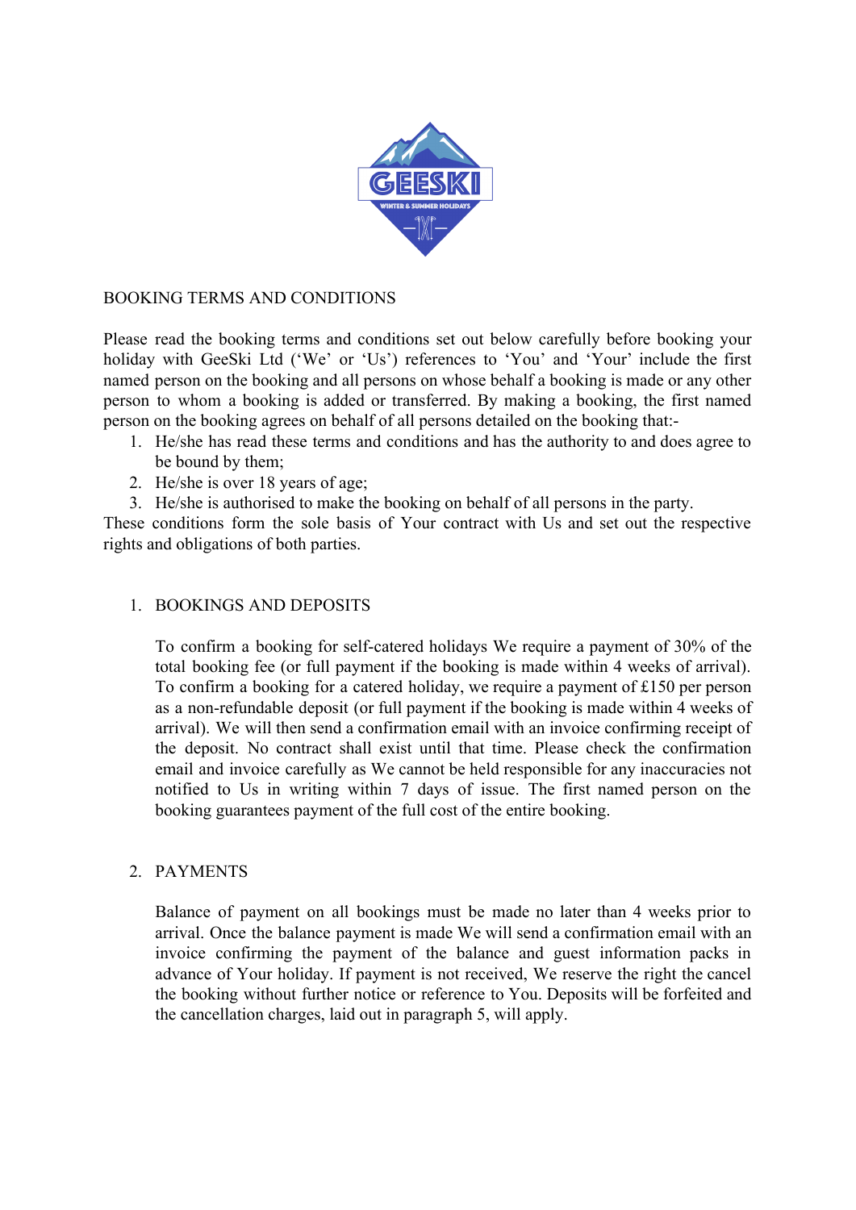# BOOKING TERMS AND CONDITIONS

Please read the booking terms and conditions set out below carefully before booking your holiday with GeeSki Ltd ('We' or 'Us') references to 'You' and 'Your' include the first named person on the booking and all persons on whose behalf a booking is made or any other person to whom a booking is added or transferred. By making a booking, the first named person on the booking agrees on behalf of all persons detailed on the booking that:-

1. He/she has read these terms and conditions and has the authority to and does agree to be bound by them;
2. He/she is over 18 years of age;
3. He/she is authorised to make the booking on behalf of all persons in the party.

These conditions form the sole basis of Your contract with Us and set out the respective rights and obligations of both parties.

## 1. BOOKINGS AND DEPOSITS

To confirm a booking for self-catered holidays We require a payment of 30% of the total booking fee (or full payment if the booking is made within 4 weeks of arrival). To confirm a booking for a catered holiday, we require a payment of £150 per person as a non-refundable deposit (or full payment if the booking is made within 4 weeks of arrival). We will then send a confirmation email with an invoice confirming receipt of the deposit. No contract shall exist until that time. Please check the confirmation email and invoice carefully as We cannot be held responsible for any inaccuracies not notified to Us in writing within 7 days of issue. The first named person on the booking guarantees payment of the full cost of the entire booking.

## 2. PAYMENTS

Balance of payment on all bookings must be made no later than 4 weeks prior to arrival. Once the balance payment is made We will send a confirmation email with an invoice confirming the payment of the balance and guest information packs in advance of Your holiday. If payment is not received, We reserve the right the cancel the booking without further notice or reference to You. Deposits will be forfeited and the cancellation charges, laid out in paragraph 5, will apply.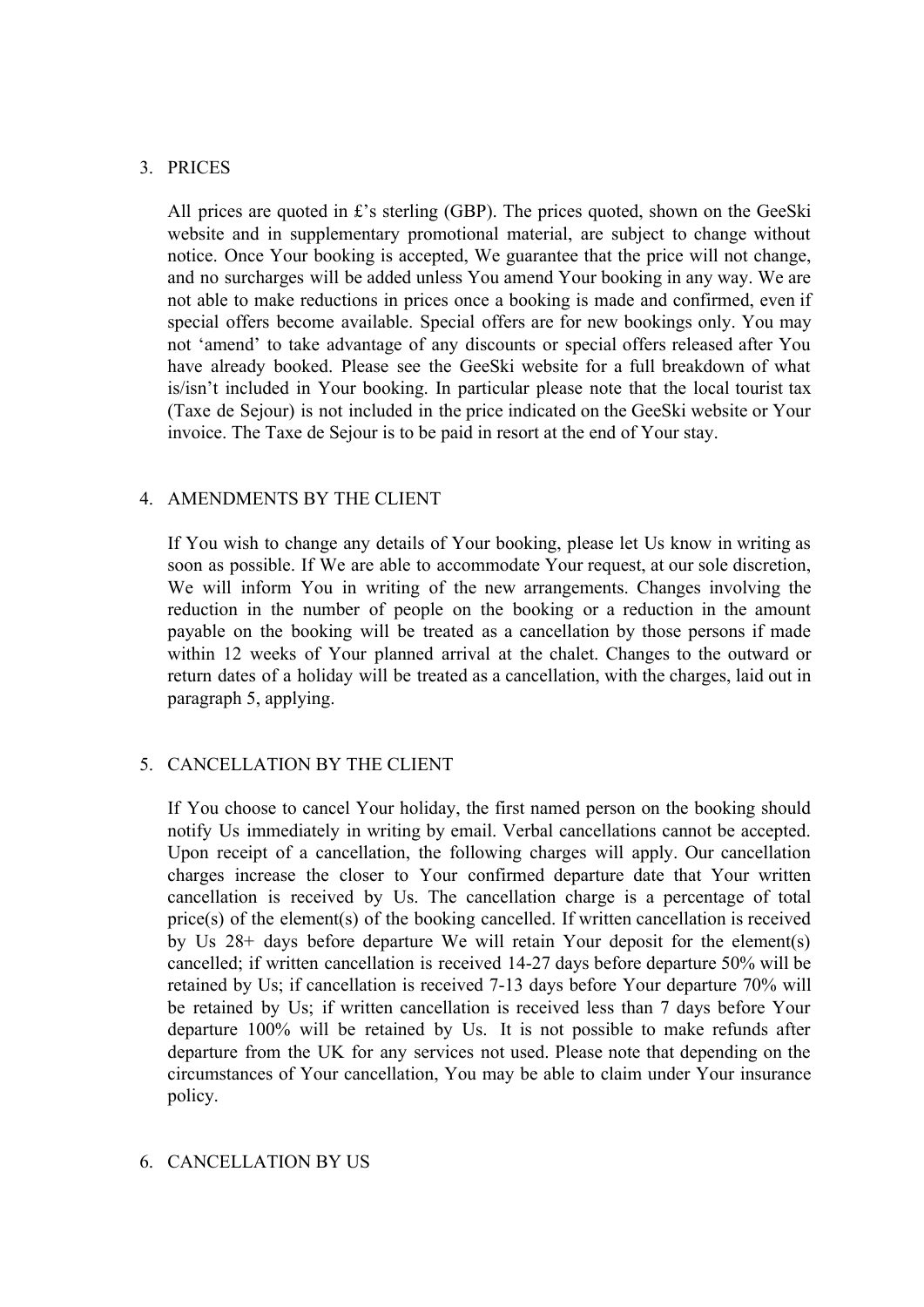## 3. PRICES

All prices are quoted in £'s sterling (GBP). The prices quoted, shown on the GeeSki website and in supplementary promotional material, are subject to change without notice. Once Your booking is accepted, We guarantee that the price will not change, and no surcharges will be added unless You amend Your booking in any way. We are not able to make reductions in prices once a booking is made and confirmed, even if special offers become available. Special offers are for new bookings only. You may not 'amend' to take advantage of any discounts or special offers released after You have already booked. Please see the GeeSki website for a full breakdown of what is/isn't included in Your booking. In particular please note that the local tourist tax (Taxe de Sejour) is not included in the price indicated on the GeeSki website or Your invoice. The Taxe de Sejour is to be paid in resort at the end of Your stay.

## 4. AMENDMENTS BY THE CLIENT

If You wish to change any details of Your booking, please let Us know in writing as soon as possible. If We are able to accommodate Your request, at our sole discretion, We will inform You in writing of the new arrangements. Changes involving the reduction in the number of people on the booking or a reduction in the amount payable on the booking will be treated as a cancellation by those persons if made within 12 weeks of Your planned arrival at the chalet. Changes to the outward or return dates of a holiday will be treated as a cancellation, with the charges, laid out in paragraph 5, applying.

## 5. CANCELLATION BY THE CLIENT

If You choose to cancel Your holiday, the first named person on the booking should notify Us immediately in writing by email. Verbal cancellations cannot be accepted. Upon receipt of a cancellation, the following charges will apply. Our cancellation charges increase the closer to Your confirmed departure date that Your written cancellation is received by Us. The cancellation charge is a percentage of total price(s) of the element(s) of the booking cancelled. If written cancellation is received by Us 28+ days before departure We will retain Your deposit for the element(s) cancelled; if written cancellation is received 14-27 days before departure 50% will be retained by Us; if cancellation is received 7-13 days before Your departure 70% will be retained by Us; if written cancellation is received less than 7 days before Your departure 100% will be retained by Us. It is not possible to make refunds after departure from the UK for any services not used. Please note that depending on the circumstances of Your cancellation, You may be able to claim under Your insurance policy.

## 6. CANCELLATION BY US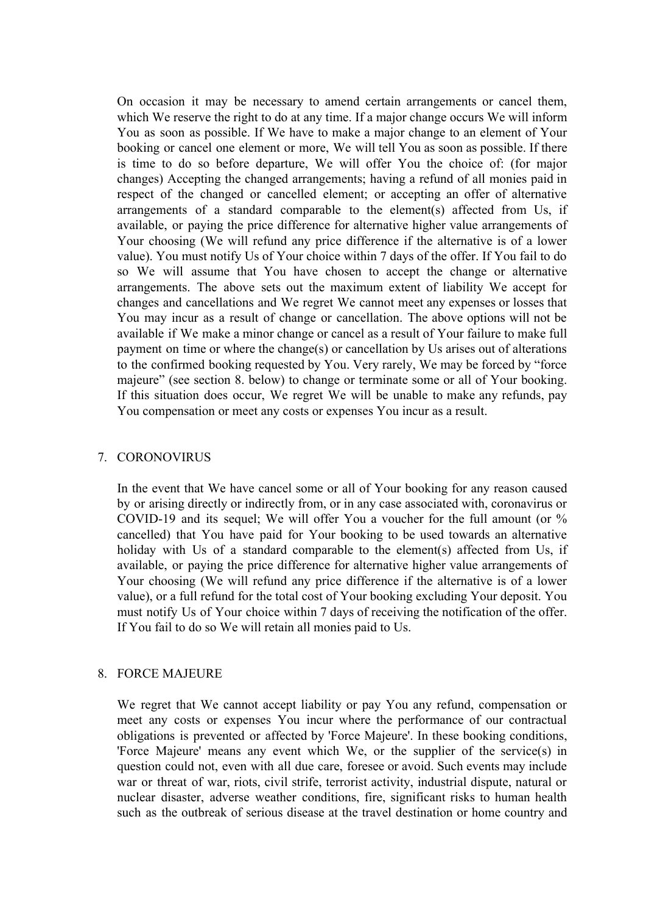On occasion it may be necessary to amend certain arrangements or cancel them, which We reserve the right to do at any time. If a major change occurs We will inform You as soon as possible. If We have to make a major change to an element of Your booking or cancel one element or more, We will tell You as soon as possible. If there is time to do so before departure, We will offer You the choice of: (for major changes) Accepting the changed arrangements; having a refund of all monies paid in respect of the changed or cancelled element; or accepting an offer of alternative arrangements of a standard comparable to the element(s) affected from Us, if available, or paying the price difference for alternative higher value arrangements of Your choosing (We will refund any price difference if the alternative is of a lower value). You must notify Us of Your choice within 7 days of the offer. If You fail to do so We will assume that You have chosen to accept the change or alternative arrangements. The above sets out the maximum extent of liability We accept for changes and cancellations and We regret We cannot meet any expenses or losses that You may incur as a result of change or cancellation. The above options will not be available if We make a minor change or cancel as a result of Your failure to make full payment on time or where the change(s) or cancellation by Us arises out of alterations to the confirmed booking requested by You. Very rarely, We may be forced by "force majeure" (see section 8. below) to change or terminate some or all of Your booking. If this situation does occur, We regret We will be unable to make any refunds, pay You compensation or meet any costs or expenses You incur as a result.

## 7. CORONOVIRUS

In the event that We have cancel some or all of Your booking for any reason caused by or arising directly or indirectly from, or in any case associated with, coronavirus or COVID-19 and its sequel; We will offer You a voucher for the full amount (or % cancelled) that You have paid for Your booking to be used towards an alternative holiday with Us of a standard comparable to the element(s) affected from Us, if available, or paying the price difference for alternative higher value arrangements of Your choosing (We will refund any price difference if the alternative is of a lower value), or a full refund for the total cost of Your booking excluding Your deposit. You must notify Us of Your choice within 7 days of receiving the notification of the offer. If You fail to do so We will retain all monies paid to Us.

## 8. FORCE MAJEURE

We regret that We cannot accept liability or pay You any refund, compensation or meet any costs or expenses You incur where the performance of our contractual obligations is prevented or affected by 'Force Majeure'. In these booking conditions, 'Force Majeure' means any event which We, or the supplier of the service(s) in question could not, even with all due care, foresee or avoid. Such events may include war or threat of war, riots, civil strife, terrorist activity, industrial dispute, natural or nuclear disaster, adverse weather conditions, fire, significant risks to human health such as the outbreak of serious disease at the travel destination or home country and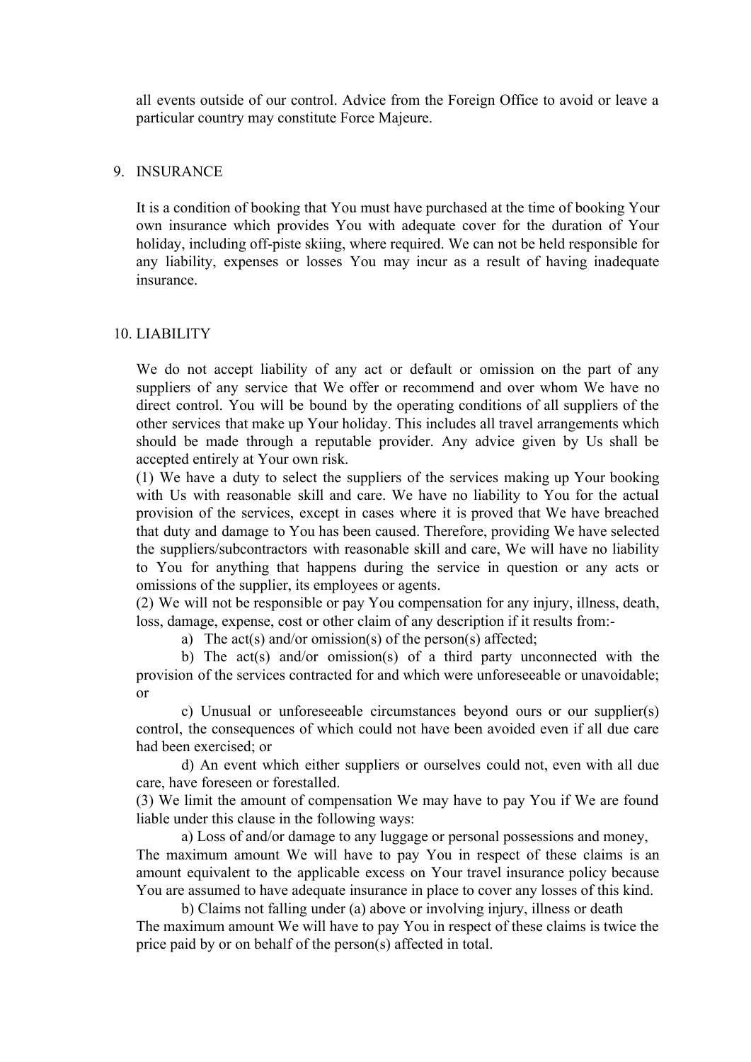all events outside of our control. Advice from the Foreign Office to avoid or leave a particular country may constitute Force Majeure.

## 9. INSURANCE

It is a condition of booking that You must have purchased at the time of booking Your own insurance which provides You with adequate cover for the duration of Your holiday, including off-piste skiing, where required. We can not be held responsible for any liability, expenses or losses You may incur as a result of having inadequate insurance.

## 10. LIABILITY

We do not accept liability of any act or default or omission on the part of any suppliers of any service that We offer or recommend and over whom We have no direct control. You will be bound by the operating conditions of all suppliers of the other services that make up Your holiday. This includes all travel arrangements which should be made through a reputable provider. Any advice given by Us shall be accepted entirely at Your own risk.

(1) We have a duty to select the suppliers of the services making up Your booking with Us with reasonable skill and care. We have no liability to You for the actual provision of the services, except in cases where it is proved that We have breached that duty and damage to You has been caused. Therefore, providing We have selected the suppliers/subcontractors with reasonable skill and care, We will have no liability to You for anything that happens during the service in question or any acts or omissions of the supplier, its employees or agents.

(2) We will not be responsible or pay You compensation for any injury, illness, death, loss, damage, expense, cost or other claim of any description if it results from:-

a) The act(s) and/or omission(s) of the person(s) affected;

b) The act(s) and/or omission(s) of a third party unconnected with the provision of the services contracted for and which were unforeseeable or unavoidable; or

c) Unusual or unforeseeable circumstances beyond ours or our supplier(s) control, the consequences of which could not have been avoided even if all due care had been exercised; or

d) An event which either suppliers or ourselves could not, even with all due care, have foreseen or forestalled.

(3) We limit the amount of compensation We may have to pay You if We are found liable under this clause in the following ways:

a) Loss of and/or damage to any luggage or personal possessions and money,
The maximum amount We will have to pay You in respect of these claims is an amount equivalent to the applicable excess on Your travel insurance policy because You are assumed to have adequate insurance in place to cover any losses of this kind.

b) Claims not falling under (a) above or involving injury, illness or death
The maximum amount We will have to pay You in respect of these claims is twice the price paid by or on behalf of the person(s) affected in total.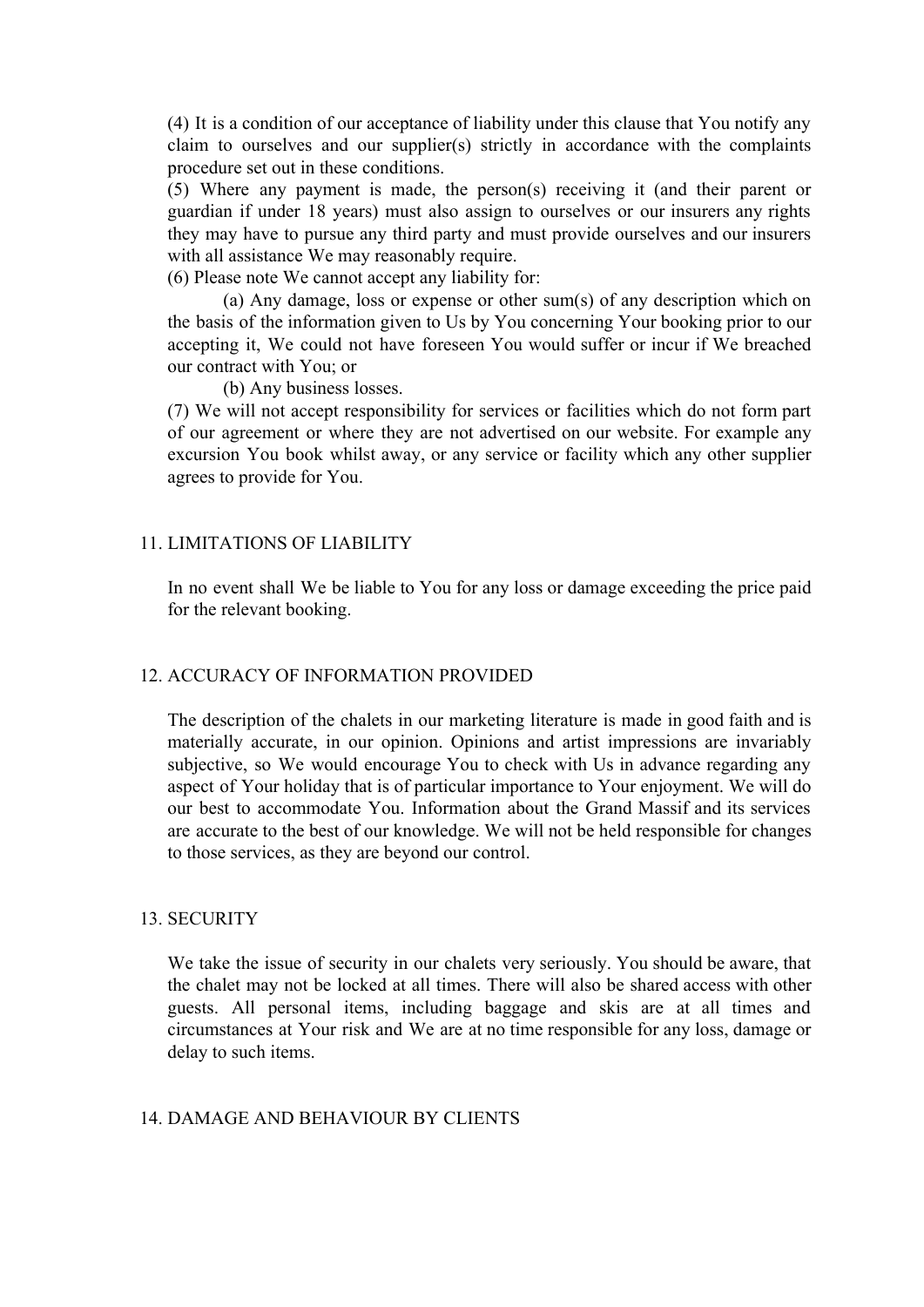(4) It is a condition of our acceptance of liability under this clause that You notify any claim to ourselves and our supplier(s) strictly in accordance with the complaints procedure set out in these conditions.

(5) Where any payment is made, the person(s) receiving it (and their parent or guardian if under 18 years) must also assign to ourselves or our insurers any rights they may have to pursue any third party and must provide ourselves and our insurers with all assistance We may reasonably require.

(6) Please note We cannot accept any liability for:

(a) Any damage, loss or expense or other sum(s) of any description which on the basis of the information given to Us by You concerning Your booking prior to our accepting it, We could not have foreseen You would suffer or incur if We breached our contract with You; or

(b) Any business losses.

(7) We will not accept responsibility for services or facilities which do not form part of our agreement or where they are not advertised on our website. For example any excursion You book whilst away, or any service or facility which any other supplier agrees to provide for You.

## 11. LIMITATIONS OF LIABILITY

In no event shall We be liable to You for any loss or damage exceeding the price paid for the relevant booking.

## 12. ACCURACY OF INFORMATION PROVIDED

The description of the chalets in our marketing literature is made in good faith and is materially accurate, in our opinion. Opinions and artist impressions are invariably subjective, so We would encourage You to check with Us in advance regarding any aspect of Your holiday that is of particular importance to Your enjoyment. We will do our best to accommodate You. Information about the Grand Massif and its services are accurate to the best of our knowledge. We will not be held responsible for changes to those services, as they are beyond our control.

## 13. SECURITY

We take the issue of security in our chalets very seriously. You should be aware, that the chalet may not be locked at all times. There will also be shared access with other guests. All personal items, including baggage and skis are at all times and circumstances at Your risk and We are at no time responsible for any loss, damage or delay to such items.

## 14. DAMAGE AND BEHAVIOUR BY CLIENTS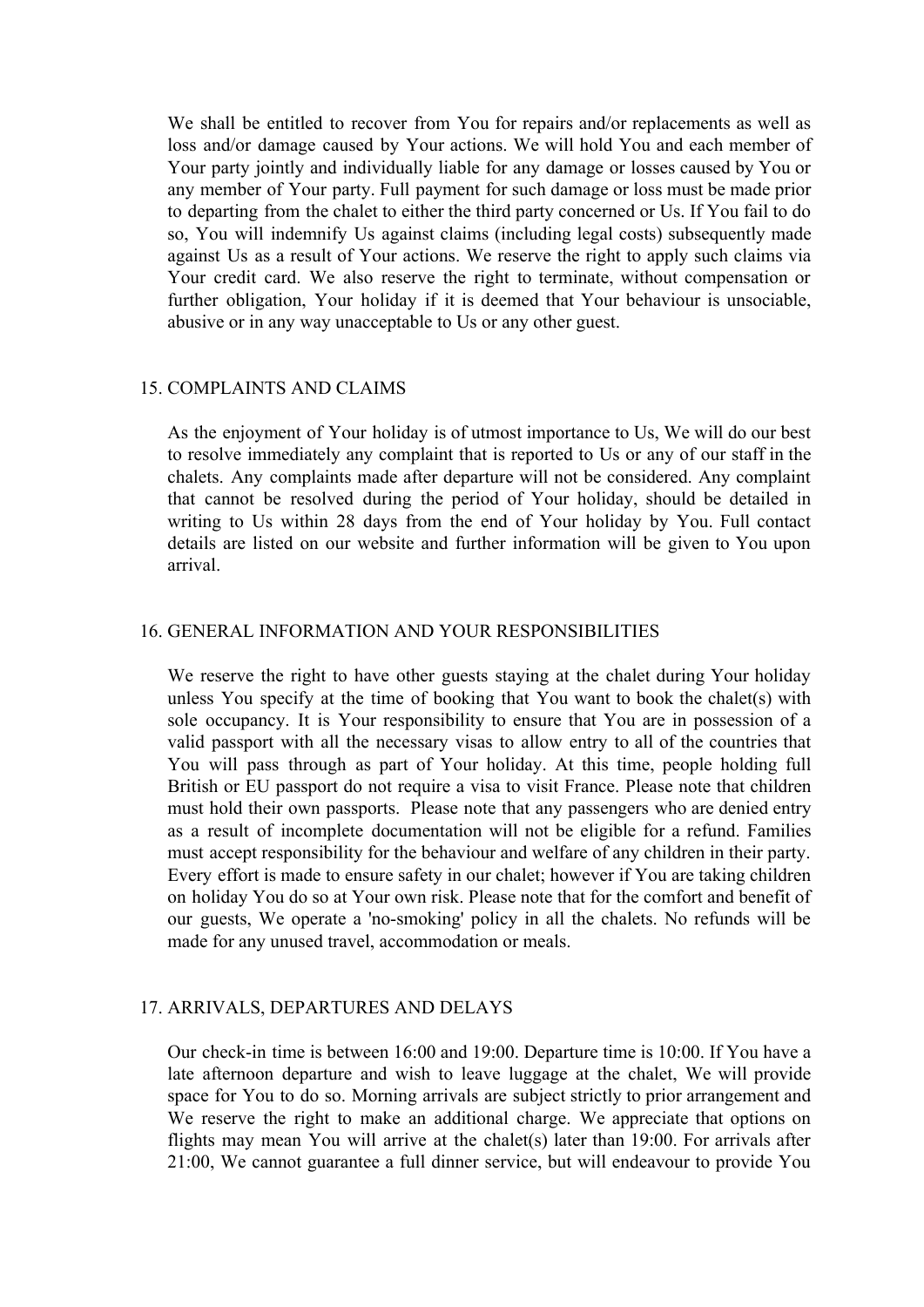We shall be entitled to recover from You for repairs and/or replacements as well as loss and/or damage caused by Your actions. We will hold You and each member of Your party jointly and individually liable for any damage or losses caused by You or any member of Your party. Full payment for such damage or loss must be made prior to departing from the chalet to either the third party concerned or Us. If You fail to do so, You will indemnify Us against claims (including legal costs) subsequently made against Us as a result of Your actions. We reserve the right to apply such claims via Your credit card. We also reserve the right to terminate, without compensation or further obligation, Your holiday if it is deemed that Your behaviour is unsociable, abusive or in any way unacceptable to Us or any other guest.

## 15. COMPLAINTS AND CLAIMS

As the enjoyment of Your holiday is of utmost importance to Us, We will do our best to resolve immediately any complaint that is reported to Us or any of our staff in the chalets. Any complaints made after departure will not be considered. Any complaint that cannot be resolved during the period of Your holiday, should be detailed in writing to Us within 28 days from the end of Your holiday by You. Full contact details are listed on our website and further information will be given to You upon arrival.

## 16. GENERAL INFORMATION AND YOUR RESPONSIBILITIES

We reserve the right to have other guests staying at the chalet during Your holiday unless You specify at the time of booking that You want to book the chalet(s) with sole occupancy. It is Your responsibility to ensure that You are in possession of a valid passport with all the necessary visas to allow entry to all of the countries that You will pass through as part of Your holiday. At this time, people holding full British or EU passport do not require a visa to visit France. Please note that children must hold their own passports. Please note that any passengers who are denied entry as a result of incomplete documentation will not be eligible for a refund. Families must accept responsibility for the behaviour and welfare of any children in their party. Every effort is made to ensure safety in our chalet; however if You are taking children on holiday You do so at Your own risk. Please note that for the comfort and benefit of our guests, We operate a 'no-smoking' policy in all the chalets. No refunds will be made for any unused travel, accommodation or meals.

## 17. ARRIVALS, DEPARTURES AND DELAYS

Our check-in time is between 16:00 and 19:00. Departure time is 10:00. If You have a late afternoon departure and wish to leave luggage at the chalet, We will provide space for You to do so. Morning arrivals are subject strictly to prior arrangement and We reserve the right to make an additional charge. We appreciate that options on flights may mean You will arrive at the chalet(s) later than 19:00. For arrivals after 21:00, We cannot guarantee a full dinner service, but will endeavour to provide You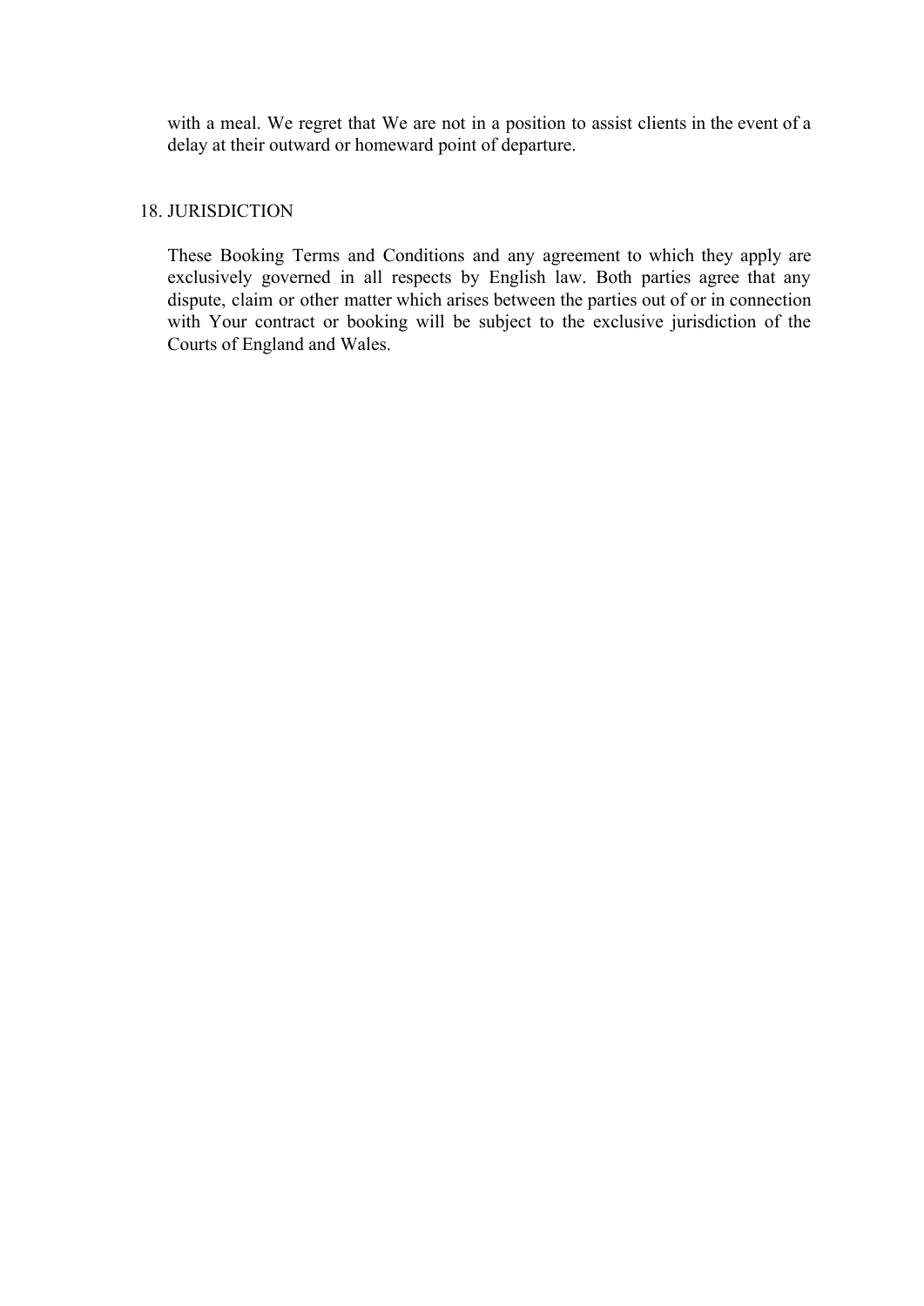with a meal. We regret that We are not in a position to assist clients in the event of a delay at their outward or homeward point of departure.

## 18. JURISDICTION

These Booking Terms and Conditions and any agreement to which they apply are exclusively governed in all respects by English law. Both parties agree that any dispute, claim or other matter which arises between the parties out of or in connection with Your contract or booking will be subject to the exclusive jurisdiction of the Courts of England and Wales.